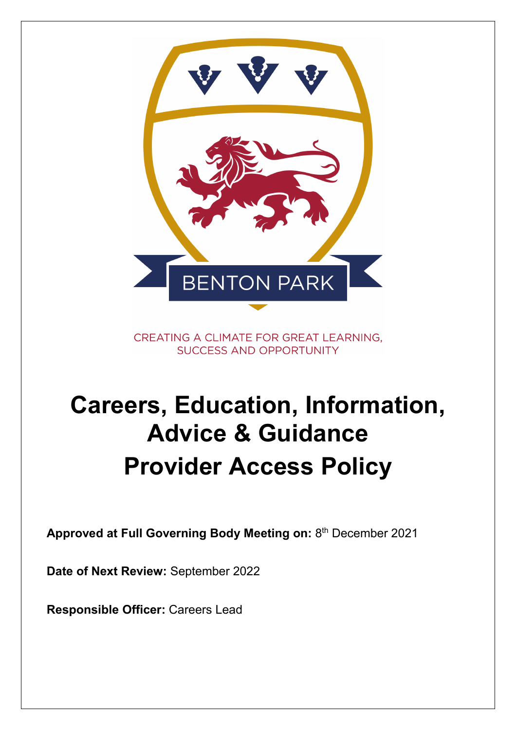BENTON PARK

CREATING A CLIMATE FOR GREAT LEARNING, SUCCESS AND OPPORTUNITY

# Careers, Education, Information, Advice & Guidance

# Provider Access Policy

**Approved at Full Governing Body Meeting on:** 8th December 2021

**Date of Next Review:** September 2022

**Responsible Officer:** Careers Lead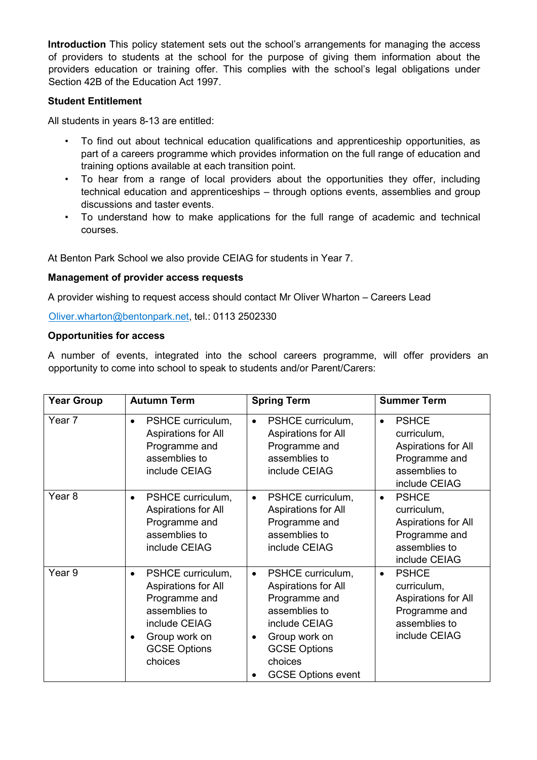**Introduction** This policy statement sets out the school's arrangements for managing the access of providers to students at the school for the purpose of giving them information about the providers education or training offer. This complies with the school's legal obligations under Section 42B of the Education Act 1997.

**Student Entitlement**

All students in years 8-13 are entitled:

- To find out about technical education qualifications and apprenticeship opportunities, as part of a careers programme which provides information on the full range of education and training options available at each transition point.
- To hear from a range of local providers about the opportunities they offer, including technical education and apprenticeships – through options events, assemblies and group discussions and taster events.
- To understand how to make applications for the full range of academic and technical courses.

At Benton Park School we also provide CEIAG for students in Year 7.

**Management of provider access requests**

A provider wishing to request access should contact Mr Oliver Wharton – Careers Lead

Oliver.wharton@bentonpark.net, tel.: 0113 2502330

**Opportunities for access**

A number of events, integrated into the school careers programme, will offer providers an opportunity to come into school to speak to students and/or Parent/Carers:

| Year Group | Autumn Term | Spring Term | Summer Term |
|---|---|---|---|
| Year 7 | • PSHCE curriculum, Aspirations for All Programme and assemblies to include CEIAG | • PSHCE curriculum, Aspirations for All Programme and assemblies to include CEIAG | • PSHCE curriculum, Aspirations for All Programme and assemblies to include CEIAG |
| Year 8 | • PSHCE curriculum, Aspirations for All Programme and assemblies to include CEIAG | • PSHCE curriculum, Aspirations for All Programme and assemblies to include CEIAG | • PSHCE curriculum, Aspirations for All Programme and assemblies to include CEIAG |
| Year 9 | • PSHCE curriculum, Aspirations for All Programme and assemblies to include CEIAG<br>• Group work on GCSE Options choices | • PSHCE curriculum, Aspirations for All Programme and assemblies to include CEIAG<br>• Group work on GCSE Options choices<br>• GCSE Options event | • PSHCE curriculum, Aspirations for All Programme and assemblies to include CEIAG |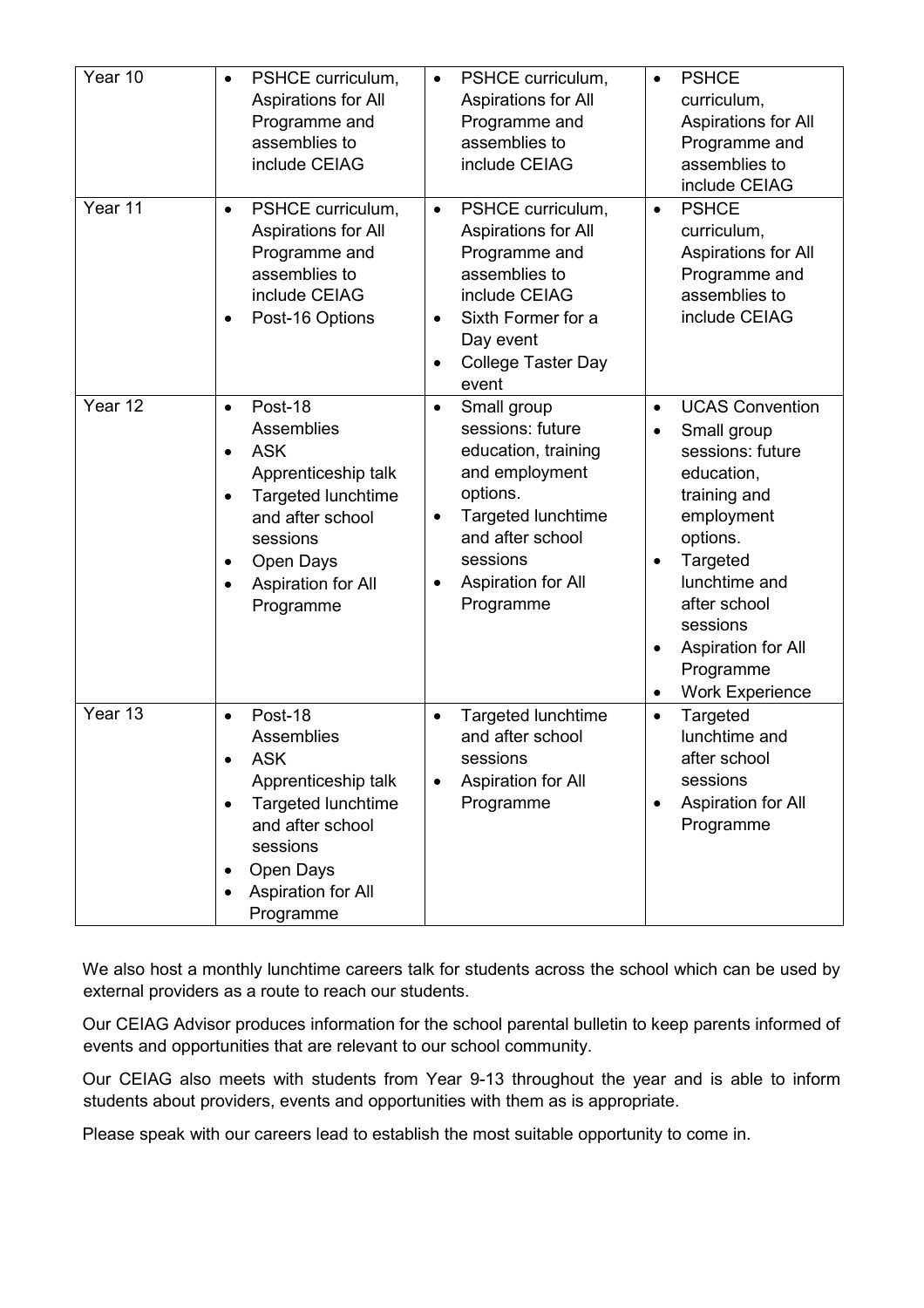| Year 10 | • PSHCE curriculum, Aspirations for All Programme and assemblies to include CEIAG | • PSHCE curriculum, Aspirations for All Programme and assemblies to include CEIAG | • PSHCE curriculum, Aspirations for All Programme and assemblies to include CEIAG |
|---|---|---|---|
| Year 11 | • PSHCE curriculum, Aspirations for All Programme and assemblies to include CEIAG<br>• Post-16 Options | • PSHCE curriculum, Aspirations for All Programme and assemblies to include CEIAG<br>• Sixth Former for a Day event<br>• College Taster Day event | • PSHCE curriculum, Aspirations for All Programme and assemblies to include CEIAG |
| Year 12 | • Post-18 Assemblies<br>• ASK Apprenticeship talk<br>• Targeted lunchtime and after school sessions<br>• Open Days<br>• Aspiration for All Programme | • Small group sessions: future education, training and employment options.<br>• Targeted lunchtime and after school sessions<br>• Aspiration for All Programme | • UCAS Convention<br>• Small group sessions: future education, training and employment options.<br>• Targeted lunchtime and after school sessions<br>• Aspiration for All Programme<br>• Work Experience |
| Year 13 | • Post-18 Assemblies<br>• ASK Apprenticeship talk<br>• Targeted lunchtime and after school sessions<br>• Open Days<br>• Aspiration for All Programme | • Targeted lunchtime and after school sessions<br>• Aspiration for All Programme | • Targeted lunchtime and after school sessions<br>• Aspiration for All Programme |

We also host a monthly lunchtime careers talk for students across the school which can be used by external providers as a route to reach our students.

Our CEIAG Advisor produces information for the school parental bulletin to keep parents informed of events and opportunities that are relevant to our school community.

Our CEIAG also meets with students from Year 9-13 throughout the year and is able to inform students about providers, events and opportunities with them as is appropriate.

Please speak with our careers lead to establish the most suitable opportunity to come in.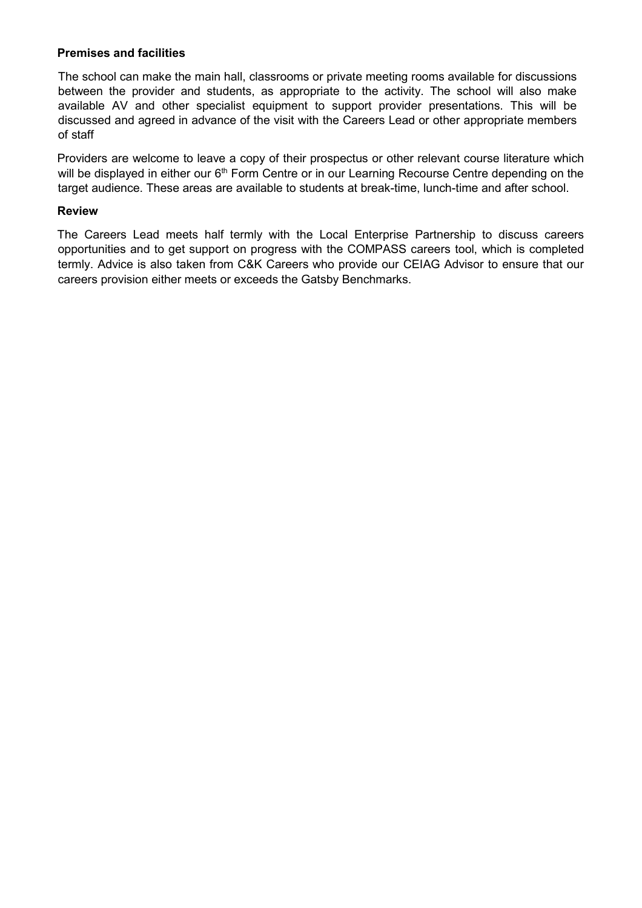**Premises and facilities**

The school can make the main hall, classrooms or private meeting rooms available for discussions between the provider and students, as appropriate to the activity. The school will also make available AV and other specialist equipment to support provider presentations. This will be discussed and agreed in advance of the visit with the Careers Lead or other appropriate members of staff

Providers are welcome to leave a copy of their prospectus or other relevant course literature which will be displayed in either our 6th Form Centre or in our Learning Recourse Centre depending on the target audience. These areas are available to students at break-time, lunch-time and after school.

**Review**

The Careers Lead meets half termly with the Local Enterprise Partnership to discuss careers opportunities and to get support on progress with the COMPASS careers tool, which is completed termly. Advice is also taken from C&K Careers who provide our CEIAG Advisor to ensure that our careers provision either meets or exceeds the Gatsby Benchmarks.